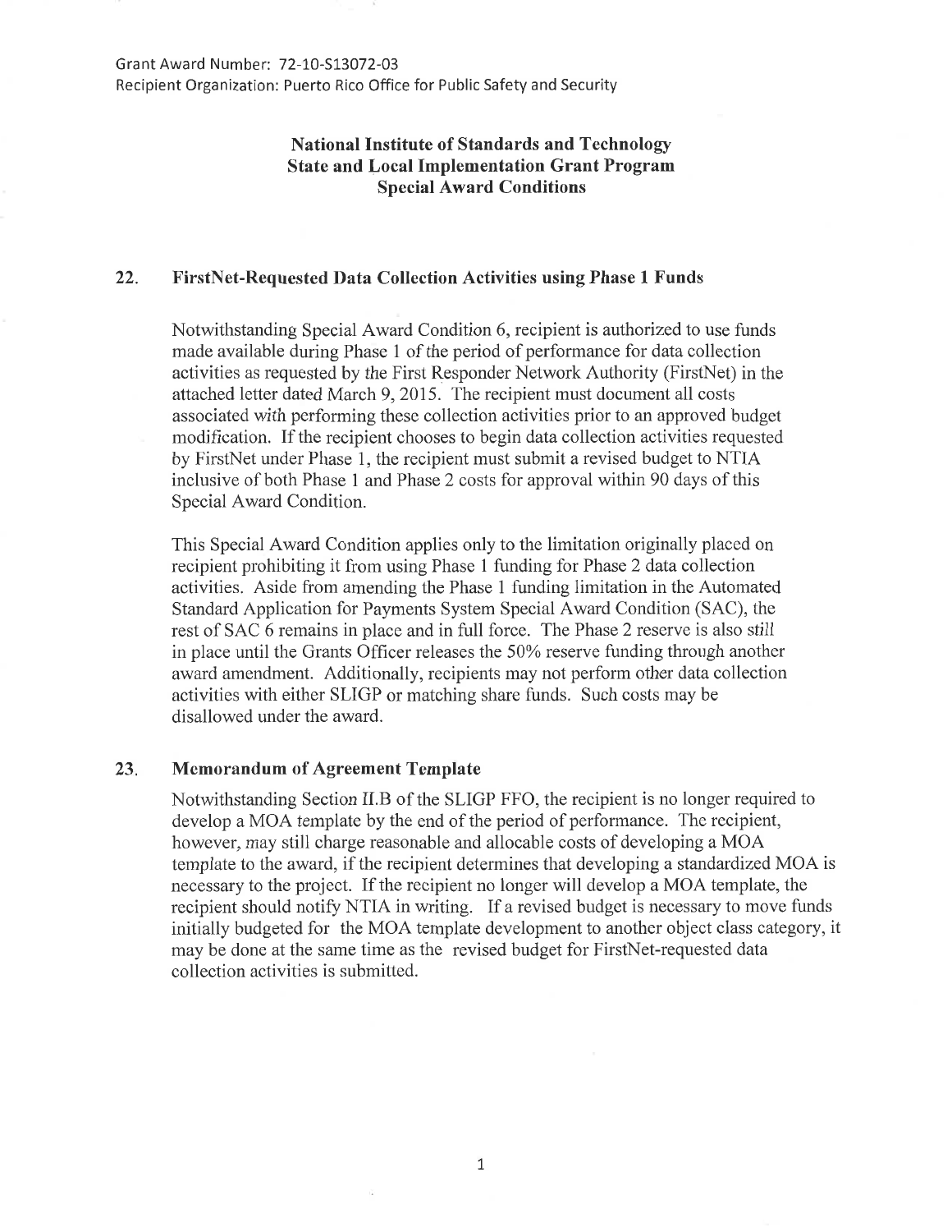Grant Award Number: 72-10-S13072-03
Recipient Organization: Puerto Rico Office for Public Safety and Security

**National Institute of Standards and Technology**
**State and Local Implementation Grant Program**
**Special Award Conditions**

## 22. FirstNet-Requested Data Collection Activities using Phase 1 Funds

Notwithstanding Special Award Condition 6, recipient is authorized to use funds made available during Phase 1 of the period of performance for data collection activities as requested by the First Responder Network Authority (FirstNet) in the attached letter dated March 9, 2015. The recipient must document all costs associated with performing these collection activities prior to an approved budget modification. If the recipient chooses to begin data collection activities requested by FirstNet under Phase 1, the recipient must submit a revised budget to NTIA inclusive of both Phase 1 and Phase 2 costs for approval within 90 days of this Special Award Condition.

This Special Award Condition applies only to the limitation originally placed on recipient prohibiting it from using Phase 1 funding for Phase 2 data collection activities. Aside from amending the Phase 1 funding limitation in the Automated Standard Application for Payments System Special Award Condition (SAC), the rest of SAC 6 remains in place and in full force. The Phase 2 reserve is also still in place until the Grants Officer releases the 50% reserve funding through another award amendment. Additionally, recipients may not perform other data collection activities with either SLIGP or matching share funds. Such costs may be disallowed under the award.

## 23. Memorandum of Agreement Template

Notwithstanding Section II.B of the SLIGP FFO, the recipient is no longer required to develop a MOA template by the end of the period of performance. The recipient, however, may still charge reasonable and allocable costs of developing a MOA template to the award, if the recipient determines that developing a standardized MOA is necessary to the project. If the recipient no longer will develop a MOA template, the recipient should notify NTIA in writing. If a revised budget is necessary to move funds initially budgeted for the MOA template development to another object class category, it may be done at the same time as the revised budget for FirstNet-requested data collection activities is submitted.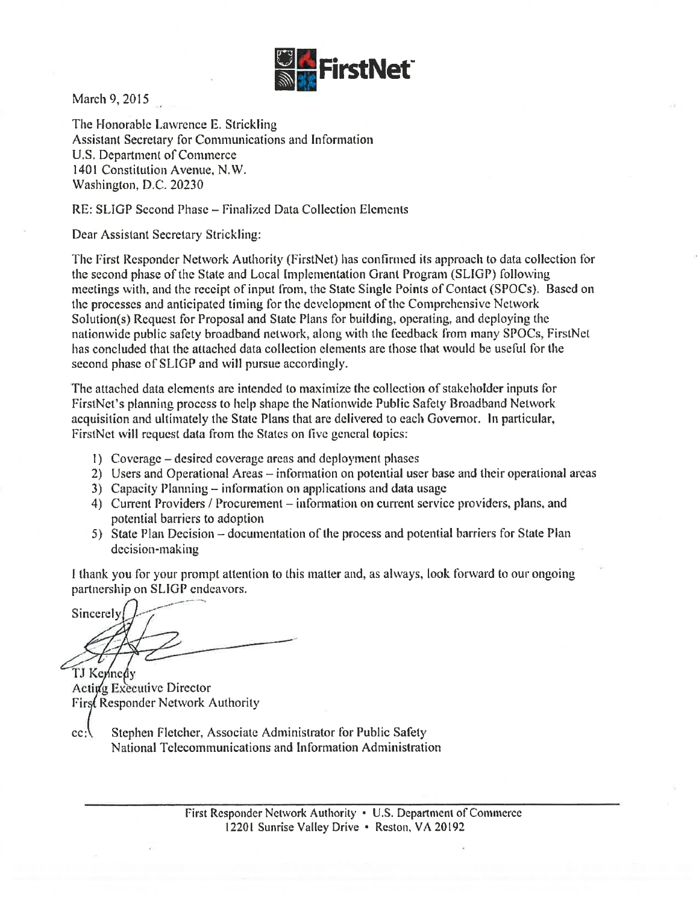FirstNet

March 9, 2015

The Honorable Lawrence E. Strickling
Assistant Secretary for Communications and Information
U.S. Department of Commerce
1401 Constitution Avenue, N.W.
Washington, D.C. 20230

RE: SLIGP Second Phase – Finalized Data Collection Elements

Dear Assistant Secretary Strickling:

The First Responder Network Authority (FirstNet) has confirmed its approach to data collection for the second phase of the State and Local Implementation Grant Program (SLIGP) following meetings with, and the receipt of input from, the State Single Points of Contact (SPOCs). Based on the processes and anticipated timing for the development of the Comprehensive Network Solution(s) Request for Proposal and State Plans for building, operating, and deploying the nationwide public safety broadband network, along with the feedback from many SPOCs, FirstNet has concluded that the attached data collection elements are those that would be useful for the second phase of SLIGP and will pursue accordingly.

The attached data elements are intended to maximize the collection of stakeholder inputs for FirstNet's planning process to help shape the Nationwide Public Safety Broadband Network acquisition and ultimately the State Plans that are delivered to each Governor. In particular, FirstNet will request data from the States on five general topics:

1) Coverage – desired coverage areas and deployment phases
2) Users and Operational Areas – information on potential user base and their operational areas
3) Capacity Planning – information on applications and data usage
4) Current Providers / Procurement – information on current service providers, plans, and potential barriers to adoption
5) State Plan Decision – documentation of the process and potential barriers for State Plan decision-making

I thank you for your prompt attention to this matter and, as always, look forward to our ongoing partnership on SLIGP endeavors.

Sincerely,

TJ Kennedy
Acting Executive Director
First Responder Network Authority

cc: Stephen Fletcher, Associate Administrator for Public Safety
National Telecommunications and Information Administration

First Responder Network Authority • U.S. Department of Commerce
12201 Sunrise Valley Drive • Reston, VA 20192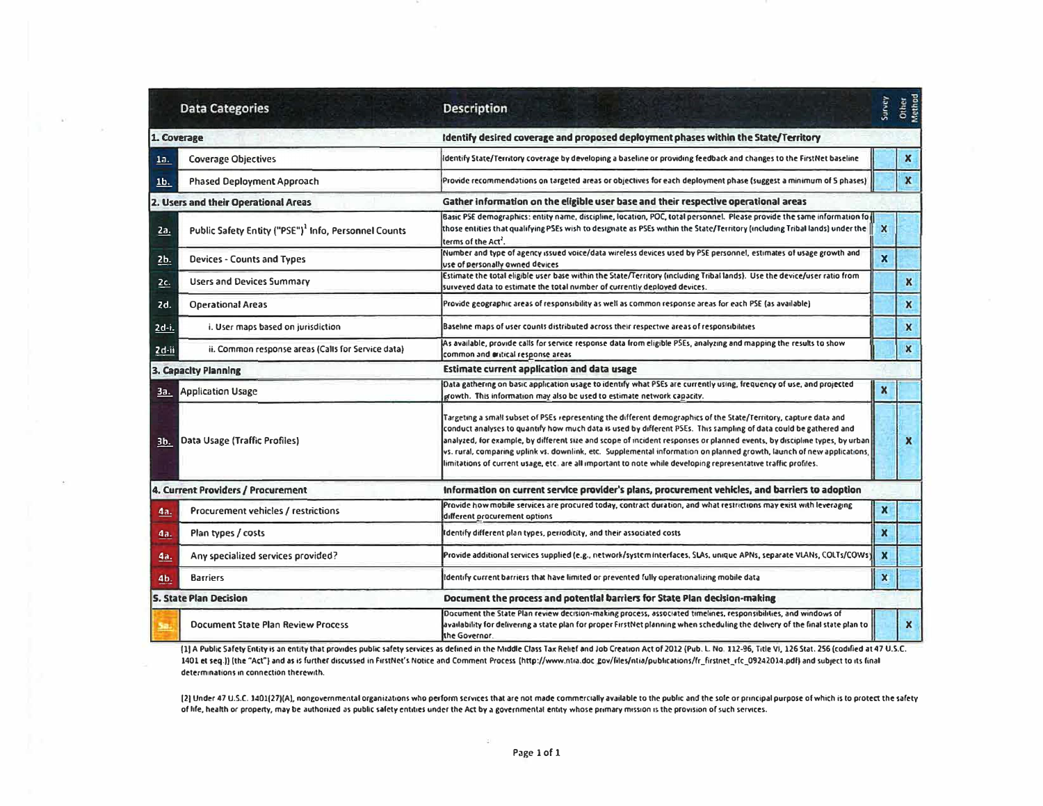| | Data Categories | Description | Survey | Other Method |
|---|---|---|---|---|
| **1. Coverage** | | **Identify desired coverage and proposed deployment phases within the State/Territory** | | |
| 1a. | Coverage Objectives | Identify State/Territory coverage by developing a baseline or providing feedback and changes to the FirstNet baseline | | X |
| 1b. | Phased Deployment Approach | Provide recommendations on targeted areas or objectives for each deployment phase (suggest a minimum of 5 phases) | | X |
| **2. Users and their Operational Areas** | | **Gather information on the eligible user base and their respective operational areas** | | |
| 2a. | Public Safety Entity ("PSE")[1] Info, Personnel Counts | Basic PSE demographics: entity name, discipline, location, POC, total personnel. Please provide the same information for those entities that qualifying PSEs wish to designate as PSEs within the State/Territory (including Tribal lands) under the terms of the Act[2]. | X | |
| 2b. | Devices - Counts and Types | Number and type of agency issued voice/data wireless devices used by PSE personnel, estimates of usage growth and use of personally owned devices | X | |
| 2c. | Users and Devices Summary | Estimate the total eligible user base within the State/Territory (including Tribal lands). Use the device/user ratio from surveyed data to estimate the total number of currently deployed devices. | | X |
| 2d. | Operational Areas | Provide geographic areas of responsibility as well as common response areas for each PSE (as available) | | X |
| 2d-i. | i. User maps based on jurisdiction | Baseline maps of user counts distributed across their respective areas of responsibilities | | X |
| 2d-ii | ii. Common response areas (Calls for Service data) | As available, provide calls for service response data from eligible PSEs, analyzing and mapping the results to show common and critical response areas | | X |
| **3. Capacity Planning** | | **Estimate current application and data usage** | | |
| 3a. | Application Usage | Data gathering on basic application usage to identify what PSEs are currently using, frequency of use, and projected growth. This information may also be used to estimate network capacity. | X | |
| 3b. | Data Usage (Traffic Profiles) | Targeting a small subset of PSEs representing the different demographics of the State/Territory, capture data and conduct analyses to quantify how much data is used by different PSEs. This sampling of data could be gathered and analyzed, for example, by different size and scope of incident responses or planned events, by discipline types, by urban vs. rural, comparing uplink vs. downlink, etc. Supplemental information on planned growth, launch of new applications, limitations of current usage, etc. are all important to note while developing representative traffic profiles. | | X |
| **4. Current Providers / Procurement** | | **Information on current service provider's plans, procurement vehicles, and barriers to adoption** | | |
| 4a. | Procurement vehicles / restrictions | Provide how mobile services are procured today, contract duration, and what restrictions may exist with leveraging different procurement options | X | |
| 4a. | Plan types / costs | Identify different plan types, periodicity, and their associated costs | X | |
| 4a. | Any specialized services provided? | Provide additional services supplied (e.g., network/system interfaces, SLAs, unique APNs, separate VLANs, COLTs/COWs) | X | |
| 4b. | Barriers | Identify current barriers that have limited or prevented fully operationalizing mobile data | X | |
| **5. State Plan Decision** | | **Document the process and potential barriers for State Plan decision-making** | | |
| 5a. | Document State Plan Review Process | Document the State Plan review decision-making process, associated timelines, responsibilities, and windows of availability for delivering a state plan for proper FirstNet planning when scheduling the delivery of the final state plan to the Governor. | | X |

[1] A Public Safety Entity is an entity that provides public safety services as defined in the Middle Class Tax Relief and Job Creation Act of 2012 (Pub. L. No. 112-96, Title VI, 126 Stat. 256 (codified at 47 U.S.C. 1401 et seq.)) (the "Act") and as is further discussed in FirstNet's Notice and Comment Process (http://www.ntia.doc.gov/files/ntia/publications/fr_firstnet_rfc_09242014.pdf) and subject to its final determinations in connection therewith.

[2] Under 47 U.S.C. 1401(27)(A), nongovernmental organizations who perform services that are not made commercially available to the public and the sole or principal purpose of which is to protect the safety of life, health or property, may be authorized as public safety entities under the Act by a governmental entity whose primary mission is the provision of such services.